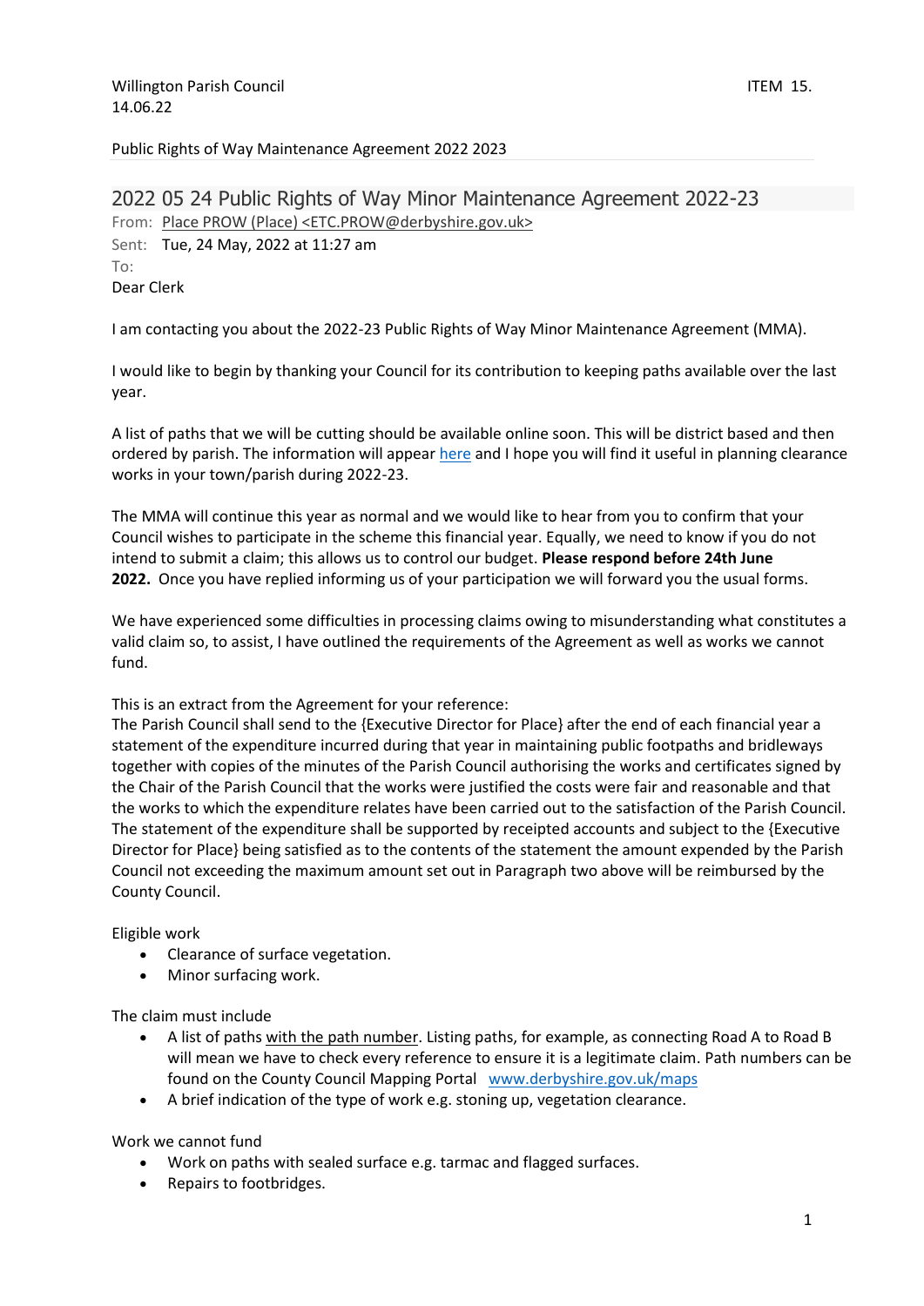Willington Parish Council
14.06.22

ITEM 15.

Public Rights of Way Maintenance Agreement 2022 2023

# 2022 05 24 Public Rights of Way Minor Maintenance Agreement 2022-23

From: Place PROW (Place) <ETC.PROW@derbyshire.gov.uk>
Sent: Tue, 24 May, 2022 at 11:27 am
To:

Dear Clerk

I am contacting you about the 2022-23 Public Rights of Way Minor Maintenance Agreement (MMA).

I would like to begin by thanking your Council for its contribution to keeping paths available over the last year.

A list of paths that we will be cutting should be available online soon. This will be district based and then ordered by parish. The information will appear here and I hope you will find it useful in planning clearance works in your town/parish during 2022-23.

The MMA will continue this year as normal and we would like to hear from you to confirm that your Council wishes to participate in the scheme this financial year. Equally, we need to know if you do not intend to submit a claim; this allows us to control our budget. **Please respond before 24th June 2022.** Once you have replied informing us of your participation we will forward you the usual forms.

We have experienced some difficulties in processing claims owing to misunderstanding what constitutes a valid claim so, to assist, I have outlined the requirements of the Agreement as well as works we cannot fund.

This is an extract from the Agreement for your reference:
The Parish Council shall send to the {Executive Director for Place} after the end of each financial year a statement of the expenditure incurred during that year in maintaining public footpaths and bridleways together with copies of the minutes of the Parish Council authorising the works and certificates signed by the Chair of the Parish Council that the works were justified the costs were fair and reasonable and that the works to which the expenditure relates have been carried out to the satisfaction of the Parish Council. The statement of the expenditure shall be supported by receipted accounts and subject to the {Executive Director for Place} being satisfied as to the contents of the statement the amount expended by the Parish Council not exceeding the maximum amount set out in Paragraph two above will be reimbursed by the County Council.

Eligible work

- Clearance of surface vegetation.
- Minor surfacing work.

The claim must include

- A list of paths with the path number. Listing paths, for example, as connecting Road A to Road B will mean we have to check every reference to ensure it is a legitimate claim. Path numbers can be found on the County Council Mapping Portal www.derbyshire.gov.uk/maps
- A brief indication of the type of work e.g. stoning up, vegetation clearance.

Work we cannot fund

- Work on paths with sealed surface e.g. tarmac and flagged surfaces.
- Repairs to footbridges.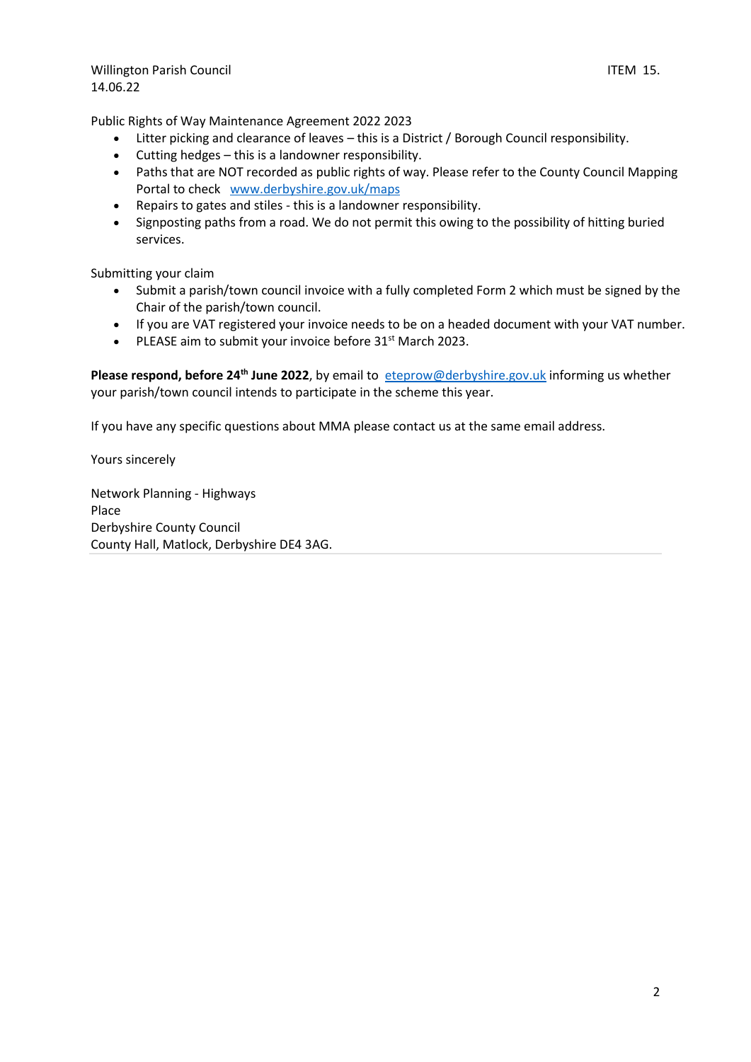Willington Parish Council
14.06.22

ITEM 15.

Public Rights of Way Maintenance Agreement 2022 2023

- Litter picking and clearance of leaves – this is a District / Borough Council responsibility.
- Cutting hedges – this is a landowner responsibility.
- Paths that are NOT recorded as public rights of way. Please refer to the County Council Mapping Portal to check www.derbyshire.gov.uk/maps
- Repairs to gates and stiles - this is a landowner responsibility.
- Signposting paths from a road. We do not permit this owing to the possibility of hitting buried services.

Submitting your claim

- Submit a parish/town council invoice with a fully completed Form 2 which must be signed by the Chair of the parish/town council.
- If you are VAT registered your invoice needs to be on a headed document with your VAT number.
- PLEASE aim to submit your invoice before 31st March 2023.

**Please respond, before 24th June 2022**, by email to eteprow@derbyshire.gov.uk informing us whether your parish/town council intends to participate in the scheme this year.

If you have any specific questions about MMA please contact us at the same email address.

Yours sincerely

Network Planning - Highways
Place
Derbyshire County Council
County Hall, Matlock, Derbyshire DE4 3AG.